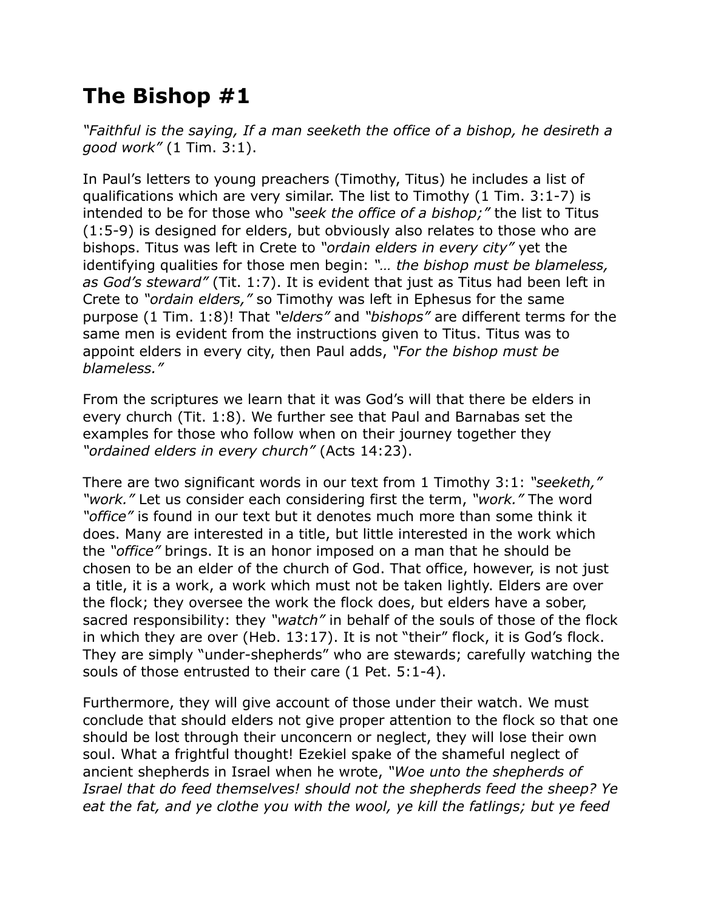# The Bishop #1

*"Faithful is the saying, If a man seeketh the office of a bishop, he desireth a good work"* (1 Tim. 3:1).

In Paul's letters to young preachers (Timothy, Titus) he includes a list of qualifications which are very similar. The list to Timothy (1 Tim. 3:1-7) is intended to be for those who *"seek the office of a bishop;"* the list to Titus (1:5-9) is designed for elders, but obviously also relates to those who are bishops. Titus was left in Crete to *"ordain elders in every city"* yet the identifying qualities for those men begin: *"… the bishop must be blameless, as God's steward"* (Tit. 1:7). It is evident that just as Titus had been left in Crete to *"ordain elders,"* so Timothy was left in Ephesus for the same purpose (1 Tim. 1:8)! That *"elders"* and *"bishops"* are different terms for the same men is evident from the instructions given to Titus. Titus was to appoint elders in every city, then Paul adds, *"For the bishop must be blameless."*

From the scriptures we learn that it was God's will that there be elders in every church (Tit. 1:8). We further see that Paul and Barnabas set the examples for those who follow when on their journey together they *"ordained elders in every church"* (Acts 14:23).

There are two significant words in our text from 1 Timothy 3:1: *"seeketh," "work."* Let us consider each considering first the term, *"work."* The word *"office"* is found in our text but it denotes much more than some think it does. Many are interested in a title, but little interested in the work which the *"office"* brings. It is an honor imposed on a man that he should be chosen to be an elder of the church of God. That office, however, is not just a title, it is a work, a work which must not be taken lightly. Elders are over the flock; they oversee the work the flock does, but elders have a sober, sacred responsibility: they *"watch"* in behalf of the souls of those of the flock in which they are over (Heb. 13:17). It is not "their" flock, it is God's flock. They are simply "under-shepherds" who are stewards; carefully watching the souls of those entrusted to their care (1 Pet. 5:1-4).

Furthermore, they will give account of those under their watch. We must conclude that should elders not give proper attention to the flock so that one should be lost through their unconcern or neglect, they will lose their own soul. What a frightful thought! Ezekiel spake of the shameful neglect of ancient shepherds in Israel when he wrote, *"Woe unto the shepherds of Israel that do feed themselves! should not the shepherds feed the sheep? Ye eat the fat, and ye clothe you with the wool, ye kill the fatlings; but ye feed*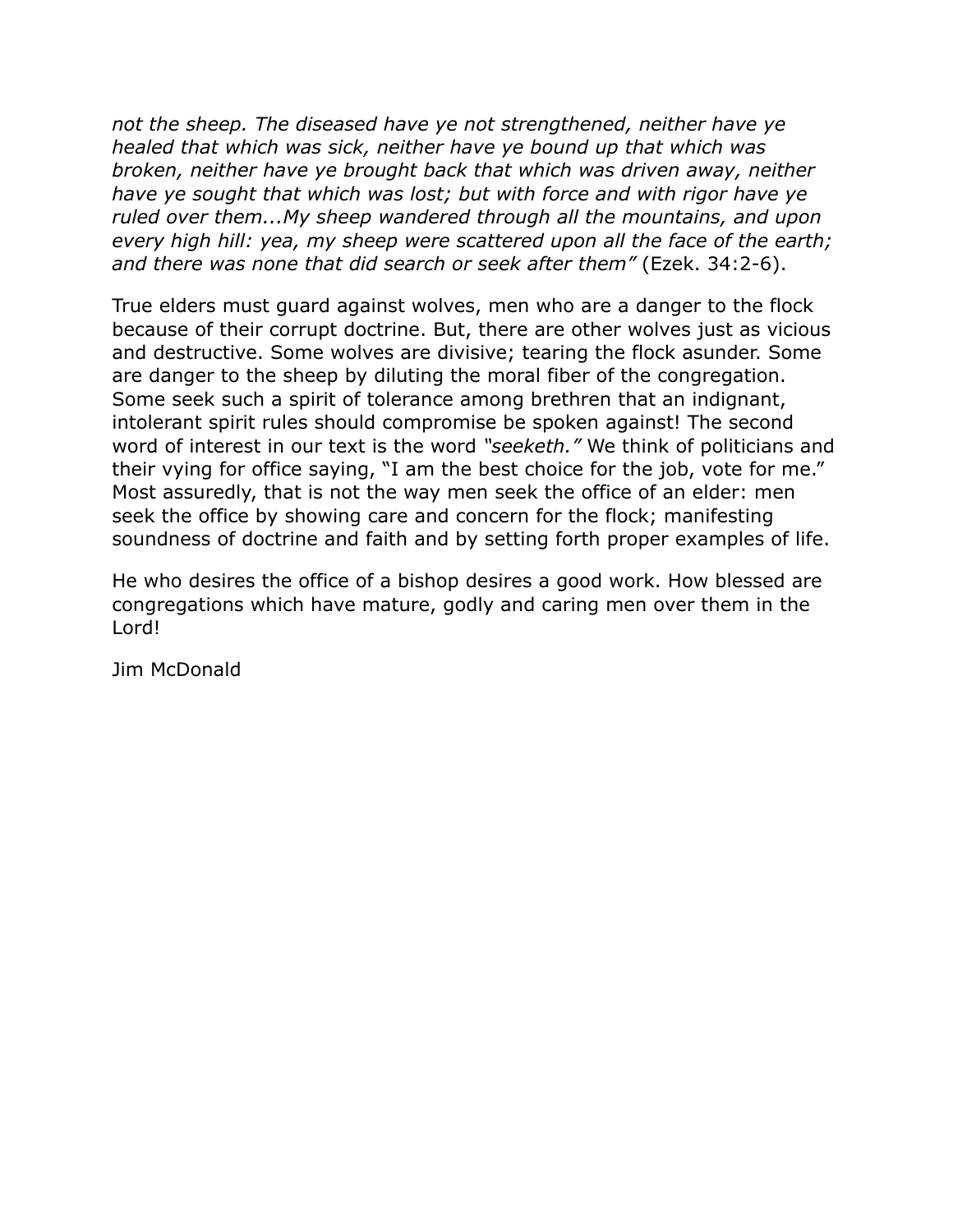*not the sheep. The diseased have ye not strengthened, neither have ye healed that which was sick, neither have ye bound up that which was broken, neither have ye brought back that which was driven away, neither have ye sought that which was lost; but with force and with rigor have ye ruled over them...My sheep wandered through all the mountains, and upon every high hill: yea, my sheep were scattered upon all the face of the earth; and there was none that did search or seek after them"* (Ezek. 34:2-6).

True elders must guard against wolves, men who are a danger to the flock because of their corrupt doctrine. But, there are other wolves just as vicious and destructive. Some wolves are divisive; tearing the flock asunder. Some are danger to the sheep by diluting the moral fiber of the congregation. Some seek such a spirit of tolerance among brethren that an indignant, intolerant spirit rules should compromise be spoken against! The second word of interest in our text is the word *"seeketh."* We think of politicians and their vying for office saying, "I am the best choice for the job, vote for me." Most assuredly, that is not the way men seek the office of an elder: men seek the office by showing care and concern for the flock; manifesting soundness of doctrine and faith and by setting forth proper examples of life.

He who desires the office of a bishop desires a good work. How blessed are congregations which have mature, godly and caring men over them in the Lord!

Jim McDonald